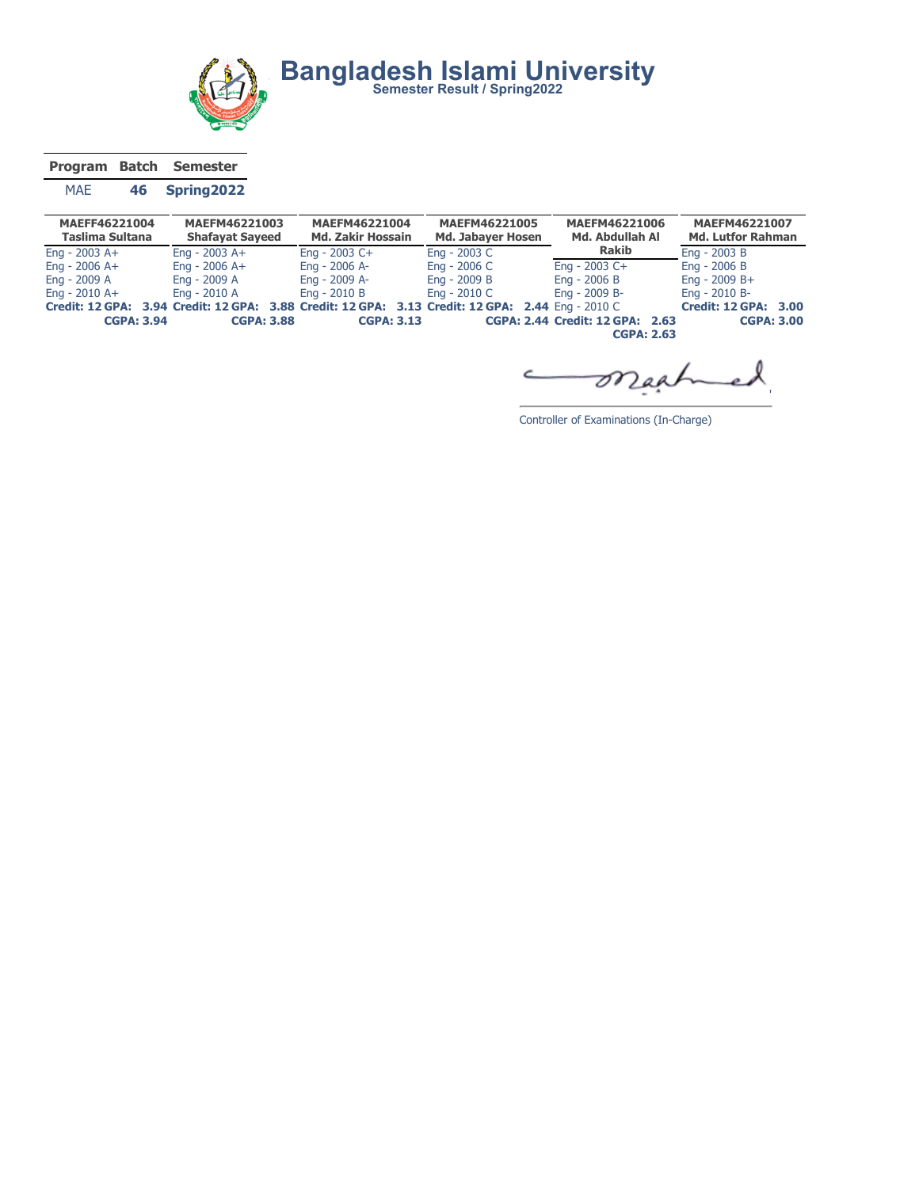# Bangladesh Islami University

**Semester Result / Spring2022**

| Program | Batch | Semester |
|---|---|---|
| MAE | 46 | Spring2022 |

| MAEFF46221004 Taslima Sultana | MAEFM46221003 Shafayat Sayeed | MAEFM46221004 Md. Zakir Hossain | MAEFM46221005 Md. Jabayer Hosen | MAEFM46221006 Md. Abdullah Al Rakib | MAEFM46221007 Md. Lutfor Rahman |
|---|---|---|---|---|---|
| Eng - 2003 A+ | Eng - 2003 A+ | Eng - 2003 C+ | Eng - 2003 C | Eng - 2003 C+ | Eng - 2003 B |
| Eng - 2006 A+ | Eng - 2006 A+ | Eng - 2006 A- | Eng - 2006 C | Eng - 2006 B | Eng - 2006 B |
| Eng - 2009 A | Eng - 2009 A | Eng - 2009 A- | Eng - 2009 B | Eng - 2009 B- | Eng - 2009 B+ |
| Eng - 2010 A+ | Eng - 2010 A | Eng - 2010 B | Eng - 2010 C | Eng - 2010 C | Eng - 2010 B- |
| **Credit: 12 GPA: 3.94** | **Credit: 12 GPA: 3.88** | **Credit: 12 GPA: 3.13** | **Credit: 12 GPA: 2.44** | **Credit: 12 GPA: 2.63** | **Credit: 12 GPA: 3.00** |
| **CGPA: 3.94** | **CGPA: 3.88** | **CGPA: 3.13** | **CGPA: 2.44** | **CGPA: 2.63** | **CGPA: 3.00** |

Controller of Examinations (In-Charge)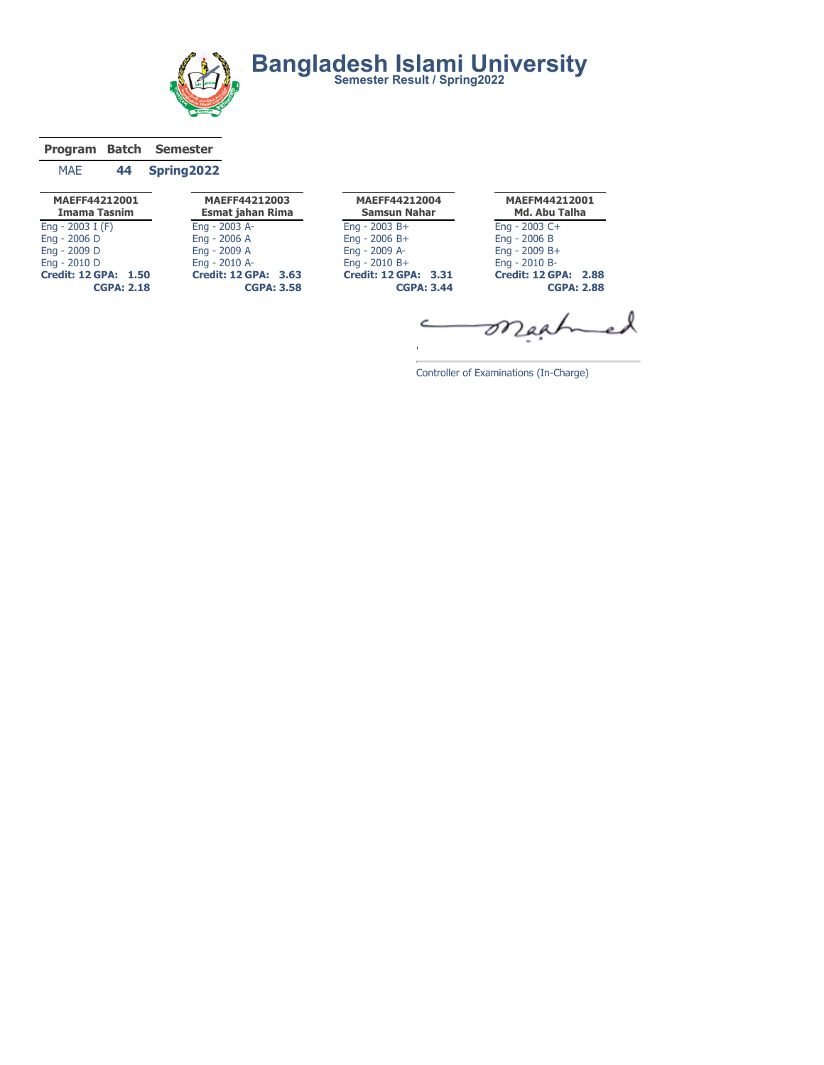# Bangladesh Islami University

**Semester Result / Spring2022**

| Program | Batch | Semester |
|---|---|---|
| MAE | 44 | Spring2022 |

| MAEFF44212001<br>Imama Tasnim | MAEFF44212003<br>Esmat jahan Rima | MAEFF44212004<br>Samsun Nahar | MAEFM44212001<br>Md. Abu Talha |
|---|---|---|---|
| Eng - 2003 I (F) | Eng - 2003 A- | Eng - 2003 B+ | Eng - 2003 C+ |
| Eng - 2006 D | Eng - 2006 A | Eng - 2006 B+ | Eng - 2006 B |
| Eng - 2009 D | Eng - 2009 A | Eng - 2009 A- | Eng - 2009 B+ |
| Eng - 2010 D | Eng - 2010 A- | Eng - 2010 B+ | Eng - 2010 B- |
| **Credit: 12 GPA: 1.50** | **Credit: 12 GPA: 3.63** | **Credit: 12 GPA: 3.31** | **Credit: 12 GPA: 2.88** |
| **CGPA: 2.18** | **CGPA: 3.58** | **CGPA: 3.44** | **CGPA: 2.88** |

Controller of Examinations (In-Charge)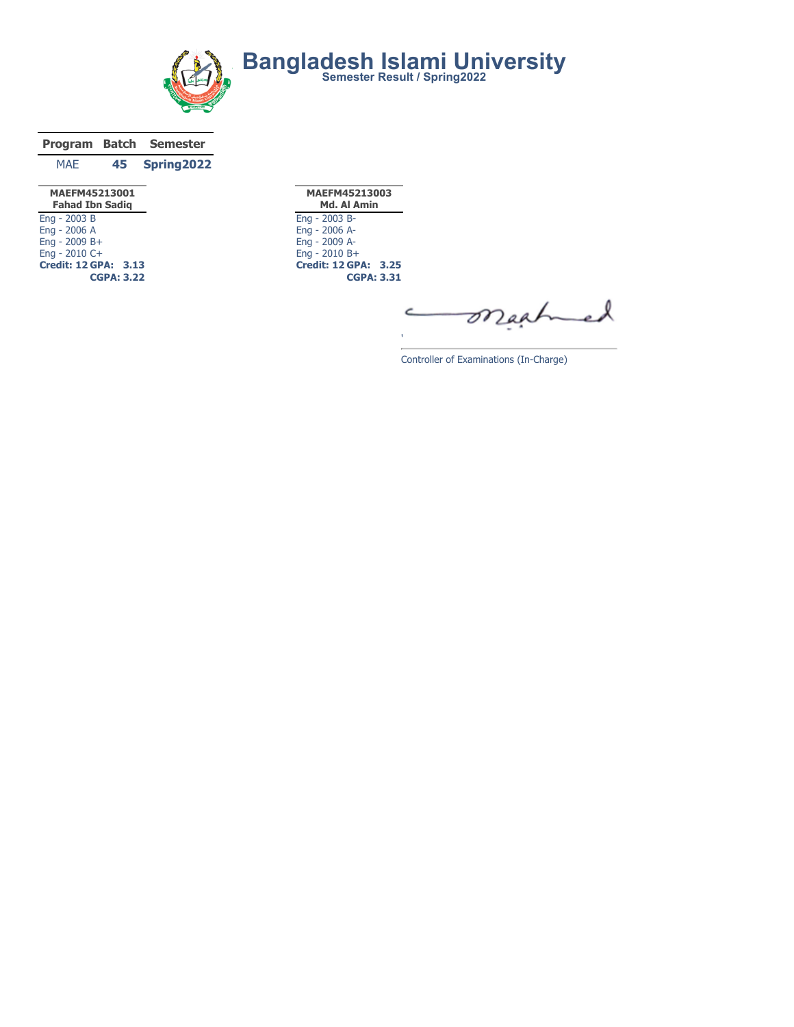# Bangladesh Islami University

**Semester Result / Spring2022**

| Program | Batch | Semester |
|---|---|---|
| MAE | **45** | **Spring2022** |

**MAEFM45213001**
**Fahad Ibn Sadiq**

Eng - 2003 B
Eng - 2006 A
Eng - 2009 B+
Eng - 2010 C+
**Credit: 12 GPA: 3.13**
**CGPA: 3.22**

**MAEFM45213003**
**Md. Al Amin**

Eng - 2003 B-
Eng - 2006 A-
Eng - 2009 A-
Eng - 2010 B+
**Credit: 12 GPA: 3.25**
**CGPA: 3.31**

Controller of Examinations (In-Charge)